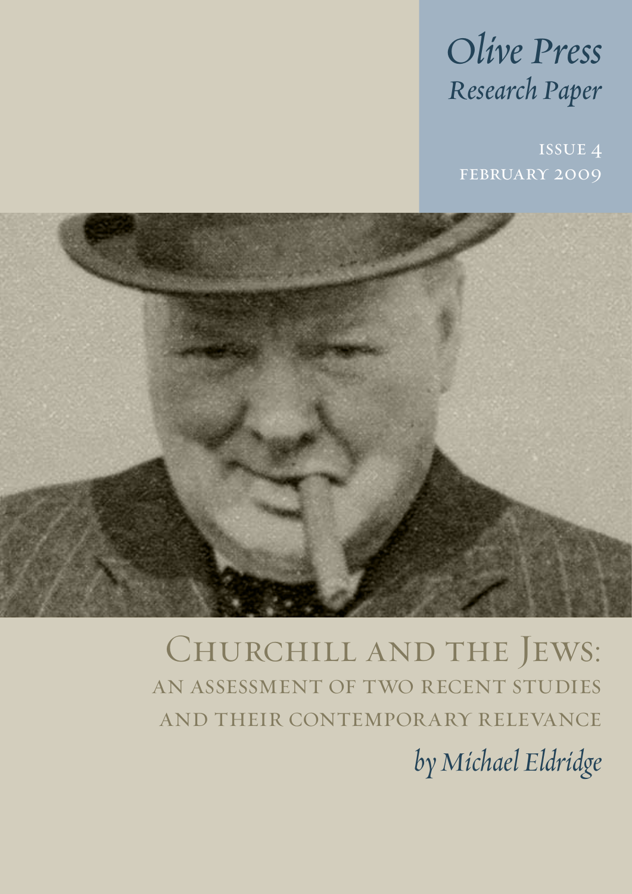*Olive Press*
*Research Paper*

ISSUE 4
FEBRUARY 2009

# Churchill and the Jews:
## an assessment of two recent studies and their contemporary relevance

*by Michael Eldridge*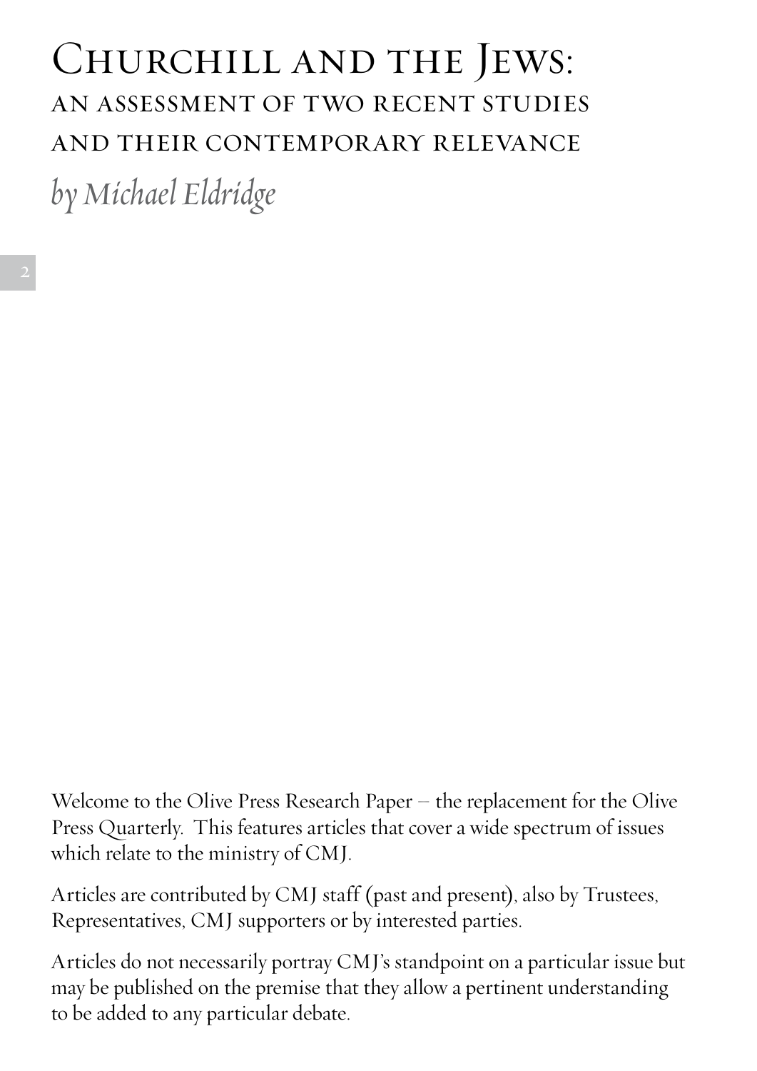# Churchill and the Jews:

## an assessment of two recent studies and their contemporary relevance

*by Michael Eldridge*

Welcome to the Olive Press Research Paper – the replacement for the Olive Press Quarterly. This features articles that cover a wide spectrum of issues which relate to the ministry of CMJ.

Articles are contributed by CMJ staff (past and present), also by Trustees, Representatives, CMJ supporters or by interested parties.

Articles do not necessarily portray CMJ's standpoint on a particular issue but may be published on the premise that they allow a pertinent understanding to be added to any particular debate.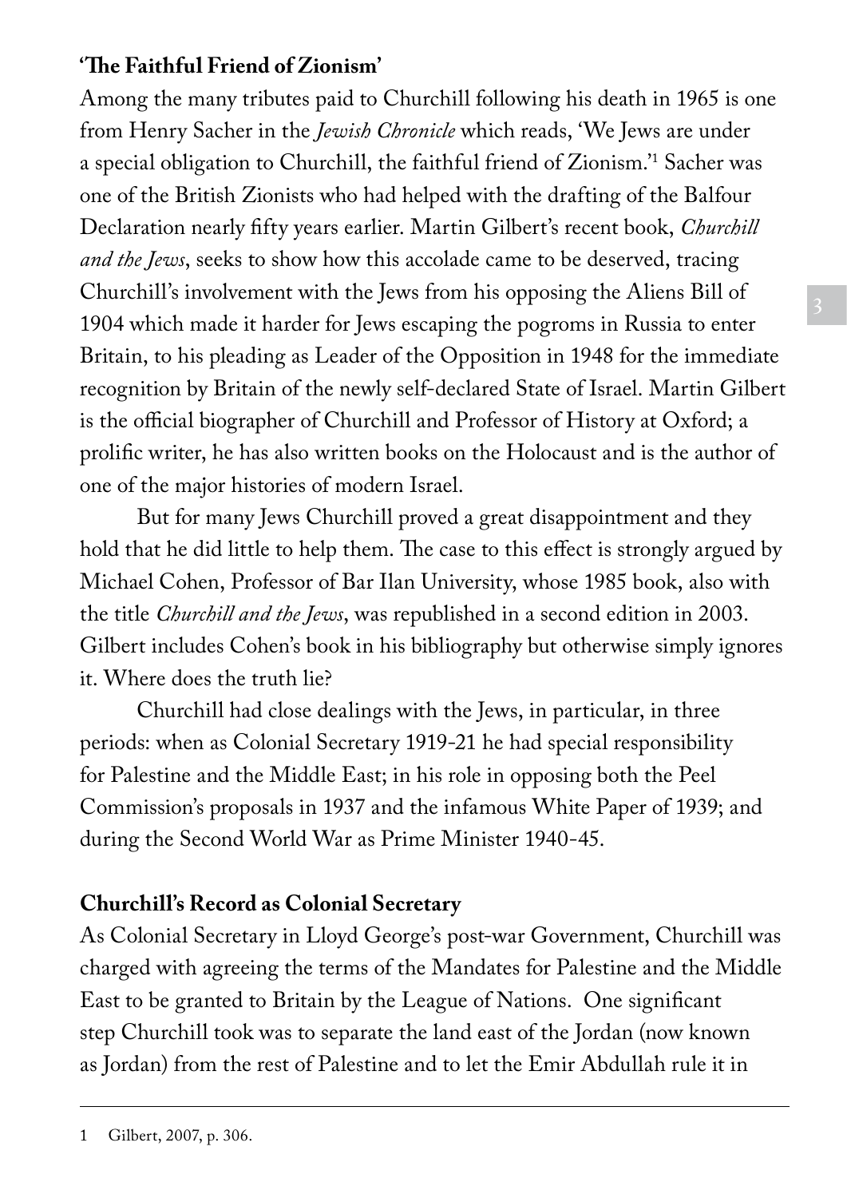**'The Faithful Friend of Zionism'**

Among the many tributes paid to Churchill following his death in 1965 is one from Henry Sacher in the *Jewish Chronicle* which reads, 'We Jews are under a special obligation to Churchill, the faithful friend of Zionism.'[1] Sacher was one of the British Zionists who had helped with the drafting of the Balfour Declaration nearly fifty years earlier. Martin Gilbert's recent book, *Churchill and the Jews*, seeks to show how this accolade came to be deserved, tracing Churchill's involvement with the Jews from his opposing the Aliens Bill of 1904 which made it harder for Jews escaping the pogroms in Russia to enter Britain, to his pleading as Leader of the Opposition in 1948 for the immediate recognition by Britain of the newly self-declared State of Israel. Martin Gilbert is the official biographer of Churchill and Professor of History at Oxford; a prolific writer, he has also written books on the Holocaust and is the author of one of the major histories of modern Israel.

But for many Jews Churchill proved a great disappointment and they hold that he did little to help them. The case to this effect is strongly argued by Michael Cohen, Professor of Bar Ilan University, whose 1985 book, also with the title *Churchill and the Jews*, was republished in a second edition in 2003. Gilbert includes Cohen's book in his bibliography but otherwise simply ignores it. Where does the truth lie?

Churchill had close dealings with the Jews, in particular, in three periods: when as Colonial Secretary 1919-21 he had special responsibility for Palestine and the Middle East; in his role in opposing both the Peel Commission's proposals in 1937 and the infamous White Paper of 1939; and during the Second World War as Prime Minister 1940-45.

**Churchill's Record as Colonial Secretary**

As Colonial Secretary in Lloyd George's post-war Government, Churchill was charged with agreeing the terms of the Mandates for Palestine and the Middle East to be granted to Britain by the League of Nations. One significant step Churchill took was to separate the land east of the Jordan (now known as Jordan) from the rest of Palestine and to let the Emir Abdullah rule it in

---

1 Gilbert, 2007, p. 306.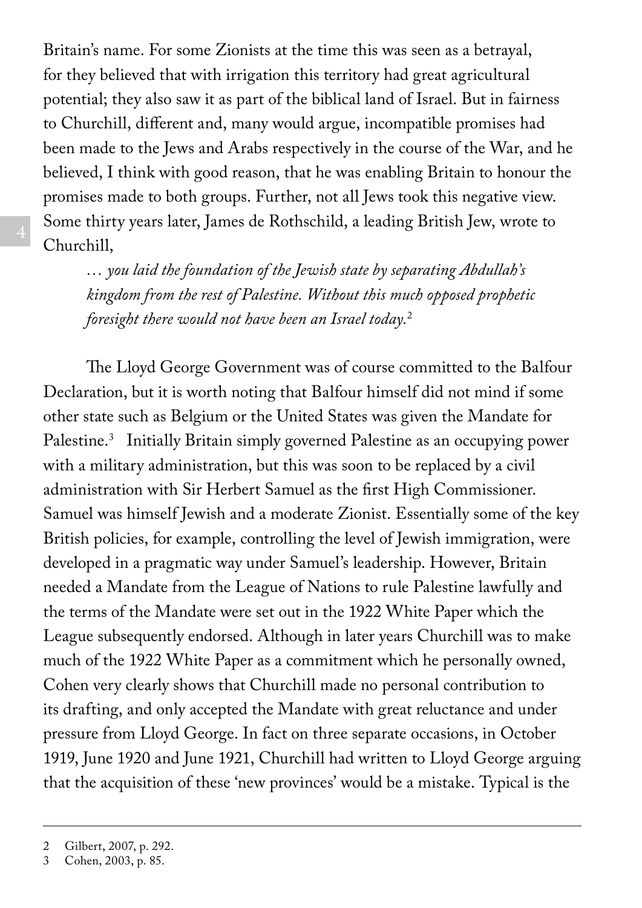Britain's name. For some Zionists at the time this was seen as a betrayal, for they believed that with irrigation this territory had great agricultural potential; they also saw it as part of the biblical land of Israel. But in fairness to Churchill, different and, many would argue, incompatible promises had been made to the Jews and Arabs respectively in the course of the War, and he believed, I think with good reason, that he was enabling Britain to honour the promises made to both groups. Further, not all Jews took this negative view. Some thirty years later, James de Rothschild, a leading British Jew, wrote to Churchill,

> *… you laid the foundation of the Jewish state by separating Abdullah's kingdom from the rest of Palestine. Without this much opposed prophetic foresight there would not have been an Israel today.*[2]

The Lloyd George Government was of course committed to the Balfour Declaration, but it is worth noting that Balfour himself did not mind if some other state such as Belgium or the United States was given the Mandate for Palestine.[3] Initially Britain simply governed Palestine as an occupying power with a military administration, but this was soon to be replaced by a civil administration with Sir Herbert Samuel as the first High Commissioner. Samuel was himself Jewish and a moderate Zionist. Essentially some of the key British policies, for example, controlling the level of Jewish immigration, were developed in a pragmatic way under Samuel's leadership. However, Britain needed a Mandate from the League of Nations to rule Palestine lawfully and the terms of the Mandate were set out in the 1922 White Paper which the League subsequently endorsed. Although in later years Churchill was to make much of the 1922 White Paper as a commitment which he personally owned, Cohen very clearly shows that Churchill made no personal contribution to its drafting, and only accepted the Mandate with great reluctance and under pressure from Lloyd George. In fact on three separate occasions, in October 1919, June 1920 and June 1921, Churchill had written to Lloyd George arguing that the acquisition of these 'new provinces' would be a mistake. Typical is the

---

2 Gilbert, 2007, p. 292.

3 Cohen, 2003, p. 85.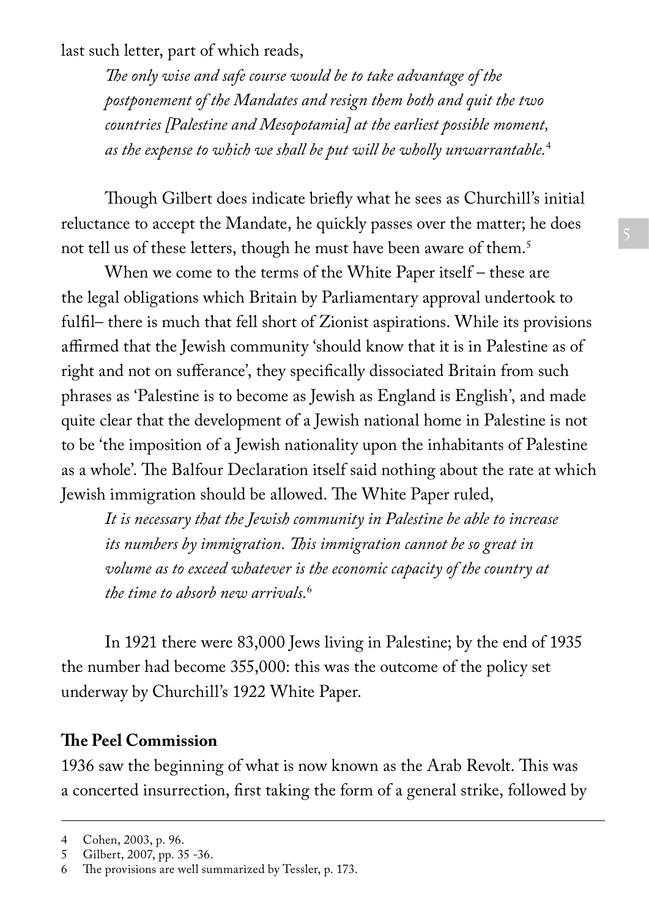last such letter, part of which reads,

> *The only wise and safe course would be to take advantage of the postponement of the Mandates and resign them both and quit the two countries [Palestine and Mesopotamia] at the earliest possible moment, as the expense to which we shall be put will be wholly unwarrantable.*[4]

Though Gilbert does indicate briefly what he sees as Churchill's initial reluctance to accept the Mandate, he quickly passes over the matter; he does not tell us of these letters, though he must have been aware of them.[5]

When we come to the terms of the White Paper itself – these are the legal obligations which Britain by Parliamentary approval undertook to fulfil– there is much that fell short of Zionist aspirations. While its provisions affirmed that the Jewish community 'should know that it is in Palestine as of right and not on sufferance', they specifically dissociated Britain from such phrases as 'Palestine is to become as Jewish as England is English', and made quite clear that the development of a Jewish national home in Palestine is not to be 'the imposition of a Jewish nationality upon the inhabitants of Palestine as a whole'. The Balfour Declaration itself said nothing about the rate at which Jewish immigration should be allowed. The White Paper ruled,

> *It is necessary that the Jewish community in Palestine be able to increase its numbers by immigration. This immigration cannot be so great in volume as to exceed whatever is the economic capacity of the country at the time to absorb new arrivals.*[6]

In 1921 there were 83,000 Jews living in Palestine; by the end of 1935 the number had become 355,000: this was the outcome of the policy set underway by Churchill's 1922 White Paper.

**The Peel Commission**

1936 saw the beginning of what is now known as the Arab Revolt. This was a concerted insurrection, first taking the form of a general strike, followed by

---

4 Cohen, 2003, p. 96.

5 Gilbert, 2007, pp. 35 -36.

6 The provisions are well summarized by Tessler, p. 173.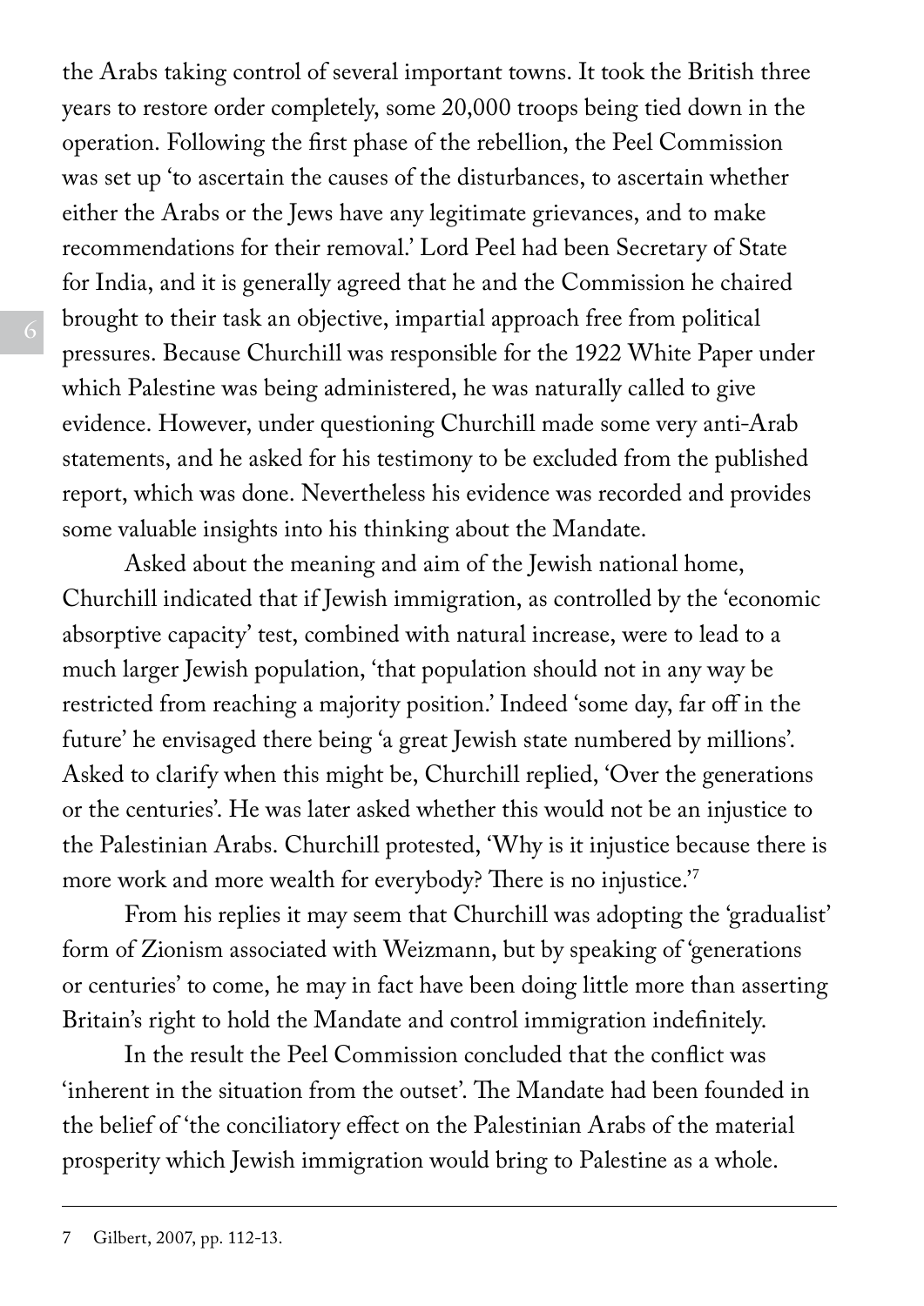the Arabs taking control of several important towns. It took the British three years to restore order completely, some 20,000 troops being tied down in the operation. Following the first phase of the rebellion, the Peel Commission was set up 'to ascertain the causes of the disturbances, to ascertain whether either the Arabs or the Jews have any legitimate grievances, and to make recommendations for their removal.' Lord Peel had been Secretary of State for India, and it is generally agreed that he and the Commission he chaired brought to their task an objective, impartial approach free from political pressures. Because Churchill was responsible for the 1922 White Paper under which Palestine was being administered, he was naturally called to give evidence. However, under questioning Churchill made some very anti-Arab statements, and he asked for his testimony to be excluded from the published report, which was done. Nevertheless his evidence was recorded and provides some valuable insights into his thinking about the Mandate.

Asked about the meaning and aim of the Jewish national home, Churchill indicated that if Jewish immigration, as controlled by the 'economic absorptive capacity' test, combined with natural increase, were to lead to a much larger Jewish population, 'that population should not in any way be restricted from reaching a majority position.' Indeed 'some day, far off in the future' he envisaged there being 'a great Jewish state numbered by millions'. Asked to clarify when this might be, Churchill replied, 'Over the generations or the centuries'. He was later asked whether this would not be an injustice to the Palestinian Arabs. Churchill protested, 'Why is it injustice because there is more work and more wealth for everybody? There is no injustice.'[7]

From his replies it may seem that Churchill was adopting the 'gradualist' form of Zionism associated with Weizmann, but by speaking of 'generations or centuries' to come, he may in fact have been doing little more than asserting Britain's right to hold the Mandate and control immigration indefinitely.

In the result the Peel Commission concluded that the conflict was 'inherent in the situation from the outset'. The Mandate had been founded in the belief of 'the conciliatory effect on the Palestinian Arabs of the material prosperity which Jewish immigration would bring to Palestine as a whole.

---

7 Gilbert, 2007, pp. 112-13.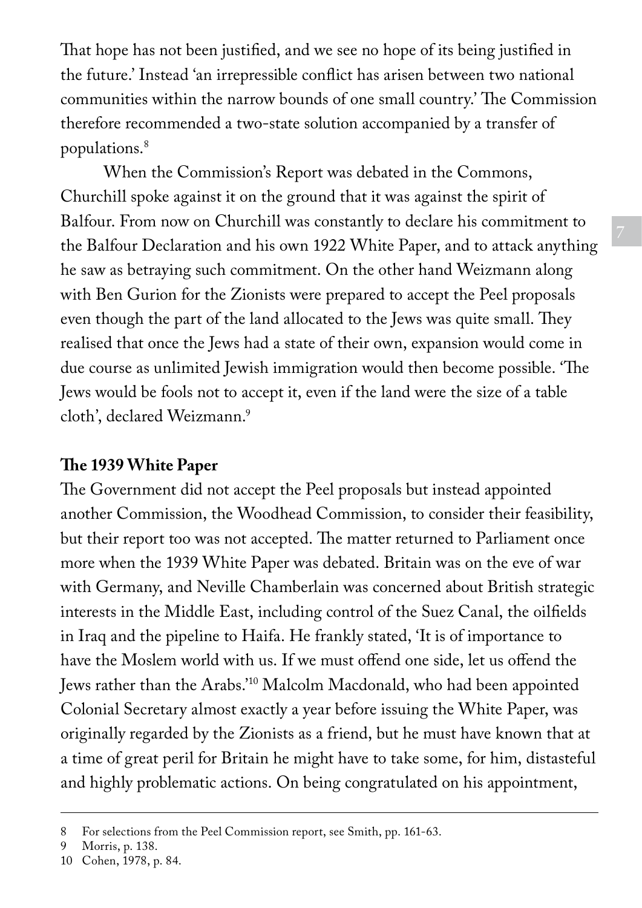That hope has not been justified, and we see no hope of its being justified in the future.' Instead 'an irrepressible conflict has arisen between two national communities within the narrow bounds of one small country.' The Commission therefore recommended a two-state solution accompanied by a transfer of populations.[8]

When the Commission's Report was debated in the Commons, Churchill spoke against it on the ground that it was against the spirit of Balfour. From now on Churchill was constantly to declare his commitment to the Balfour Declaration and his own 1922 White Paper, and to attack anything he saw as betraying such commitment. On the other hand Weizmann along with Ben Gurion for the Zionists were prepared to accept the Peel proposals even though the part of the land allocated to the Jews was quite small. They realised that once the Jews had a state of their own, expansion would come in due course as unlimited Jewish immigration would then become possible. 'The Jews would be fools not to accept it, even if the land were the size of a table cloth', declared Weizmann.[9]

## The 1939 White Paper

The Government did not accept the Peel proposals but instead appointed another Commission, the Woodhead Commission, to consider their feasibility, but their report too was not accepted. The matter returned to Parliament once more when the 1939 White Paper was debated. Britain was on the eve of war with Germany, and Neville Chamberlain was concerned about British strategic interests in the Middle East, including control of the Suez Canal, the oilfields in Iraq and the pipeline to Haifa. He frankly stated, 'It is of importance to have the Moslem world with us. If we must offend one side, let us offend the Jews rather than the Arabs.'[10] Malcolm Macdonald, who had been appointed Colonial Secretary almost exactly a year before issuing the White Paper, was originally regarded by the Zionists as a friend, but he must have known that at a time of great peril for Britain he might have to take some, for him, distasteful and highly problematic actions. On being congratulated on his appointment,

---

8 For selections from the Peel Commission report, see Smith, pp. 161-63.

9 Morris, p. 138.

10 Cohen, 1978, p. 84.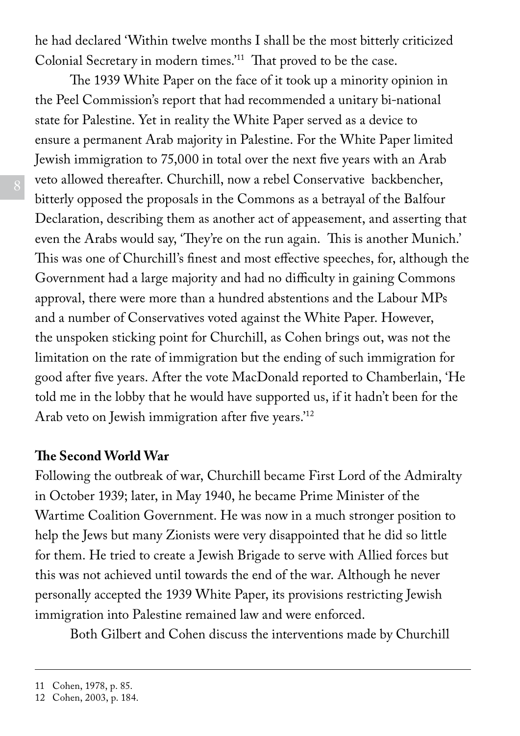he had declared 'Within twelve months I shall be the most bitterly criticized Colonial Secretary in modern times.'[11] That proved to be the case.

The 1939 White Paper on the face of it took up a minority opinion in the Peel Commission's report that had recommended a unitary bi-national state for Palestine. Yet in reality the White Paper served as a device to ensure a permanent Arab majority in Palestine. For the White Paper limited Jewish immigration to 75,000 in total over the next five years with an Arab veto allowed thereafter. Churchill, now a rebel Conservative backbencher, bitterly opposed the proposals in the Commons as a betrayal of the Balfour Declaration, describing them as another act of appeasement, and asserting that even the Arabs would say, 'They're on the run again. This is another Munich.' This was one of Churchill's finest and most effective speeches, for, although the Government had a large majority and had no difficulty in gaining Commons approval, there were more than a hundred abstentions and the Labour MPs and a number of Conservatives voted against the White Paper. However, the unspoken sticking point for Churchill, as Cohen brings out, was not the limitation on the rate of immigration but the ending of such immigration for good after five years. After the vote MacDonald reported to Chamberlain, 'He told me in the lobby that he would have supported us, if it hadn't been for the Arab veto on Jewish immigration after five years.'[12]

**The Second World War**

Following the outbreak of war, Churchill became First Lord of the Admiralty in October 1939; later, in May 1940, he became Prime Minister of the Wartime Coalition Government. He was now in a much stronger position to help the Jews but many Zionists were very disappointed that he did so little for them. He tried to create a Jewish Brigade to serve with Allied forces but this was not achieved until towards the end of the war. Although he never personally accepted the 1939 White Paper, its provisions restricting Jewish immigration into Palestine remained law and were enforced.

Both Gilbert and Cohen discuss the interventions made by Churchill

---

11 Cohen, 1978, p. 85.

12 Cohen, 2003, p. 184.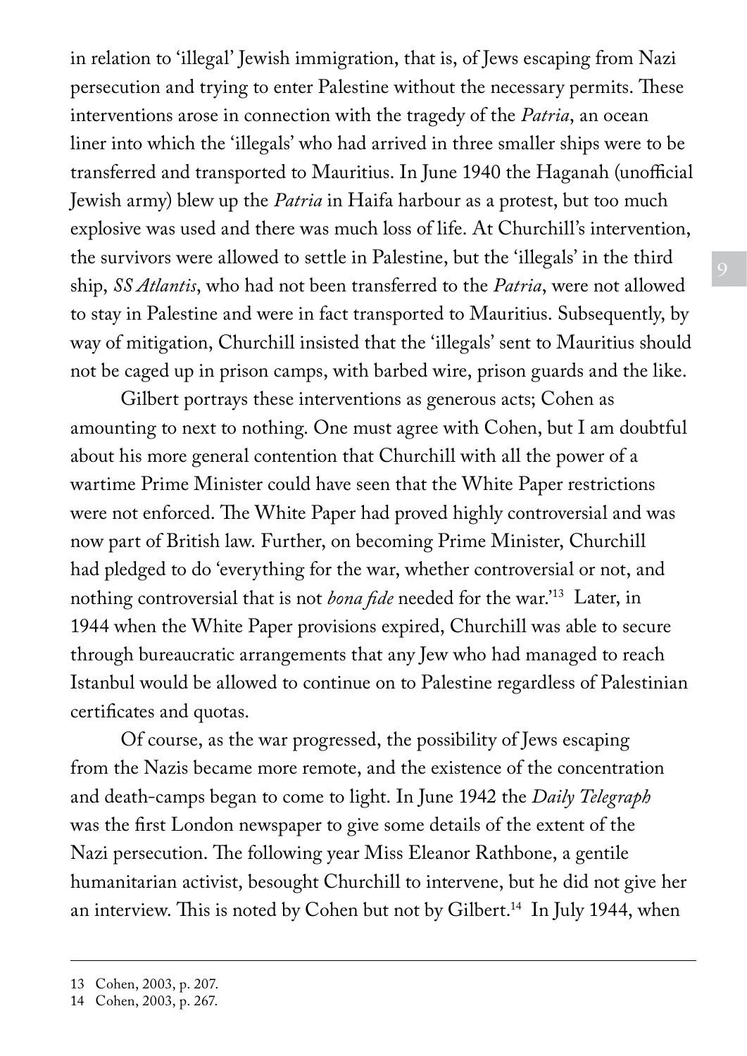in relation to 'illegal' Jewish immigration, that is, of Jews escaping from Nazi persecution and trying to enter Palestine without the necessary permits. These interventions arose in connection with the tragedy of the *Patria*, an ocean liner into which the 'illegals' who had arrived in three smaller ships were to be transferred and transported to Mauritius. In June 1940 the Haganah (unofficial Jewish army) blew up the *Patria* in Haifa harbour as a protest, but too much explosive was used and there was much loss of life. At Churchill's intervention, the survivors were allowed to settle in Palestine, but the 'illegals' in the third ship, *SS Atlantis*, who had not been transferred to the *Patria*, were not allowed to stay in Palestine and were in fact transported to Mauritius. Subsequently, by way of mitigation, Churchill insisted that the 'illegals' sent to Mauritius should not be caged up in prison camps, with barbed wire, prison guards and the like.

Gilbert portrays these interventions as generous acts; Cohen as amounting to next to nothing. One must agree with Cohen, but I am doubtful about his more general contention that Churchill with all the power of a wartime Prime Minister could have seen that the White Paper restrictions were not enforced. The White Paper had proved highly controversial and was now part of British law. Further, on becoming Prime Minister, Churchill had pledged to do 'everything for the war, whether controversial or not, and nothing controversial that is not *bona fide* needed for the war.'[13] Later, in 1944 when the White Paper provisions expired, Churchill was able to secure through bureaucratic arrangements that any Jew who had managed to reach Istanbul would be allowed to continue on to Palestine regardless of Palestinian certificates and quotas.

Of course, as the war progressed, the possibility of Jews escaping from the Nazis became more remote, and the existence of the concentration and death-camps began to come to light. In June 1942 the *Daily Telegraph* was the first London newspaper to give some details of the extent of the Nazi persecution. The following year Miss Eleanor Rathbone, a gentile humanitarian activist, besought Churchill to intervene, but he did not give her an interview. This is noted by Cohen but not by Gilbert.[14] In July 1944, when

---

13 Cohen, 2003, p. 207.

14 Cohen, 2003, p. 267.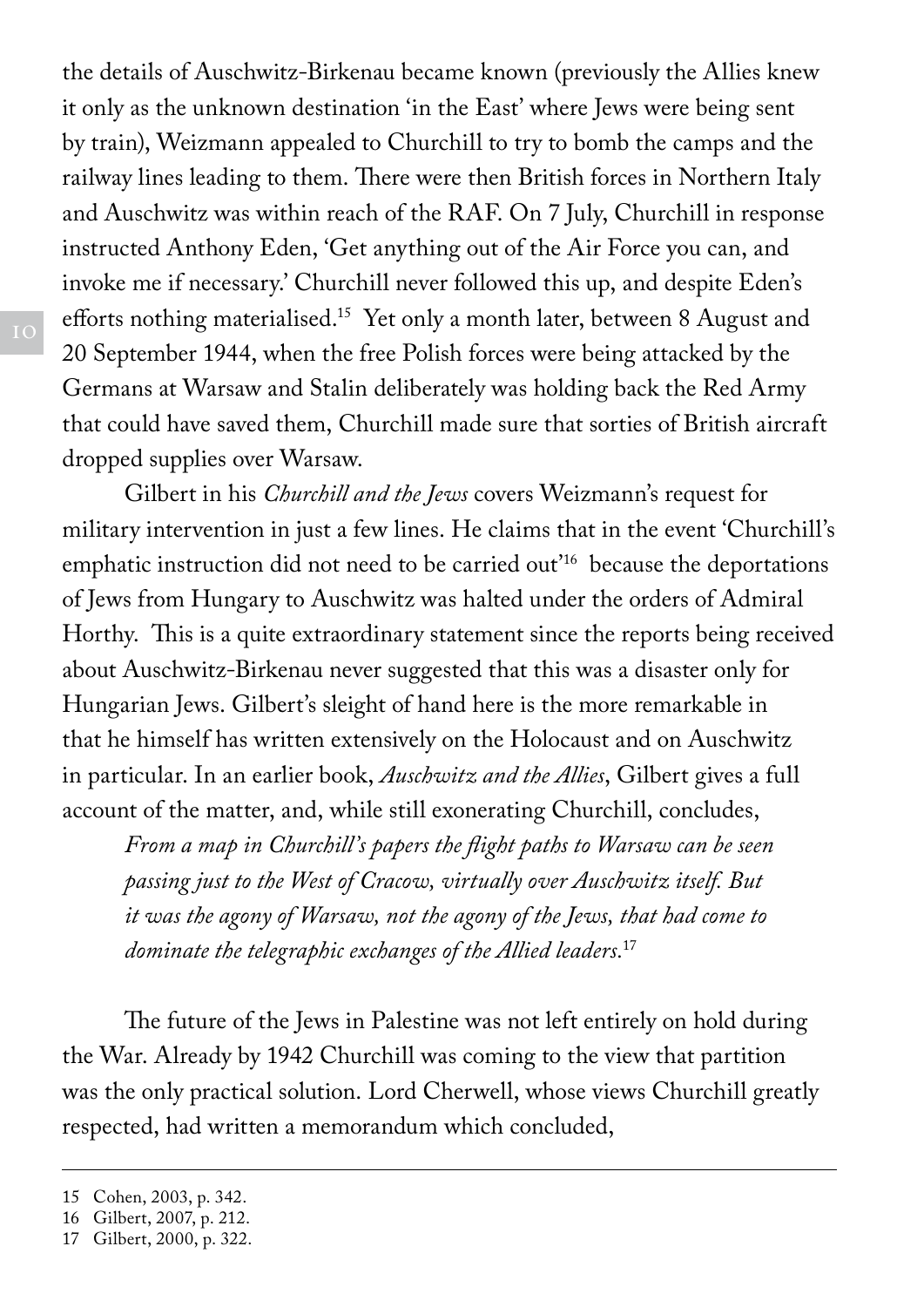the details of Auschwitz-Birkenau became known (previously the Allies knew it only as the unknown destination 'in the East' where Jews were being sent by train), Weizmann appealed to Churchill to try to bomb the camps and the railway lines leading to them. There were then British forces in Northern Italy and Auschwitz was within reach of the RAF. On 7 July, Churchill in response instructed Anthony Eden, 'Get anything out of the Air Force you can, and invoke me if necessary.' Churchill never followed this up, and despite Eden's efforts nothing materialised.[15] Yet only a month later, between 8 August and 20 September 1944, when the free Polish forces were being attacked by the Germans at Warsaw and Stalin deliberately was holding back the Red Army that could have saved them, Churchill made sure that sorties of British aircraft dropped supplies over Warsaw.

Gilbert in his *Churchill and the Jews* covers Weizmann's request for military intervention in just a few lines. He claims that in the event 'Churchill's emphatic instruction did not need to be carried out'[16] because the deportations of Jews from Hungary to Auschwitz was halted under the orders of Admiral Horthy. This is a quite extraordinary statement since the reports being received about Auschwitz-Birkenau never suggested that this was a disaster only for Hungarian Jews. Gilbert's sleight of hand here is the more remarkable in that he himself has written extensively on the Holocaust and on Auschwitz in particular. In an earlier book, *Auschwitz and the Allies*, Gilbert gives a full account of the matter, and, while still exonerating Churchill, concludes,

> *From a map in Churchill's papers the flight paths to Warsaw can be seen passing just to the West of Cracow, virtually over Auschwitz itself. But it was the agony of Warsaw, not the agony of the Jews, that had come to dominate the telegraphic exchanges of the Allied leaders.*[17]

The future of the Jews in Palestine was not left entirely on hold during the War. Already by 1942 Churchill was coming to the view that partition was the only practical solution. Lord Cherwell, whose views Churchill greatly respected, had written a memorandum which concluded,

---

15 Cohen, 2003, p. 342.
16 Gilbert, 2007, p. 212.
17 Gilbert, 2000, p. 322.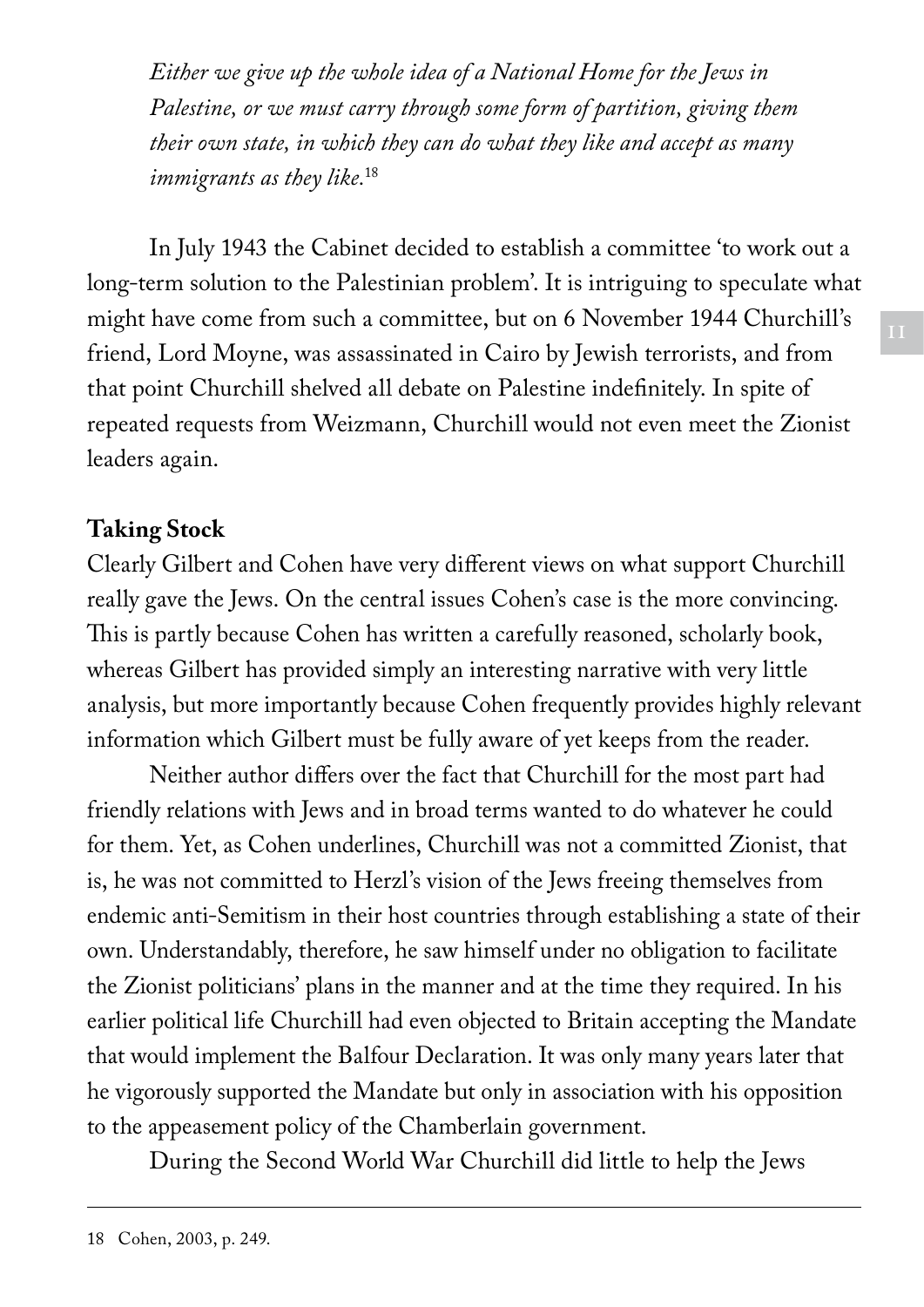*Either we give up the whole idea of a National Home for the Jews in Palestine, or we must carry through some form of partition, giving them their own state, in which they can do what they like and accept as many immigrants as they like.*[18]

In July 1943 the Cabinet decided to establish a committee 'to work out a long-term solution to the Palestinian problem'. It is intriguing to speculate what might have come from such a committee, but on 6 November 1944 Churchill's friend, Lord Moyne, was assassinated in Cairo by Jewish terrorists, and from that point Churchill shelved all debate on Palestine indefinitely. In spite of repeated requests from Weizmann, Churchill would not even meet the Zionist leaders again.

**Taking Stock**

Clearly Gilbert and Cohen have very different views on what support Churchill really gave the Jews. On the central issues Cohen's case is the more convincing. This is partly because Cohen has written a carefully reasoned, scholarly book, whereas Gilbert has provided simply an interesting narrative with very little analysis, but more importantly because Cohen frequently provides highly relevant information which Gilbert must be fully aware of yet keeps from the reader.

Neither author differs over the fact that Churchill for the most part had friendly relations with Jews and in broad terms wanted to do whatever he could for them. Yet, as Cohen underlines, Churchill was not a committed Zionist, that is, he was not committed to Herzl's vision of the Jews freeing themselves from endemic anti-Semitism in their host countries through establishing a state of their own. Understandably, therefore, he saw himself under no obligation to facilitate the Zionist politicians' plans in the manner and at the time they required. In his earlier political life Churchill had even objected to Britain accepting the Mandate that would implement the Balfour Declaration. It was only many years later that he vigorously supported the Mandate but only in association with his opposition to the appeasement policy of the Chamberlain government.

During the Second World War Churchill did little to help the Jews

18 Cohen, 2003, p. 249.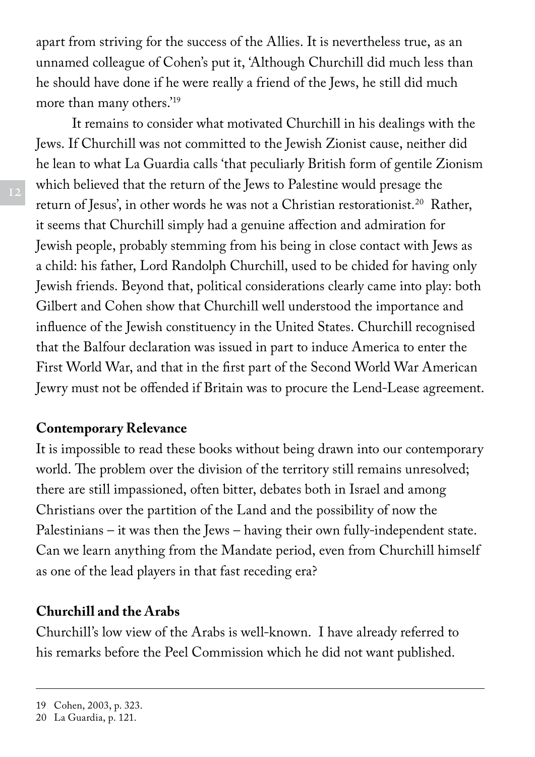apart from striving for the success of the Allies. It is nevertheless true, as an unnamed colleague of Cohen's put it, 'Although Churchill did much less than he should have done if he were really a friend of the Jews, he still did much more than many others.'[19]

It remains to consider what motivated Churchill in his dealings with the Jews. If Churchill was not committed to the Jewish Zionist cause, neither did he lean to what La Guardia calls 'that peculiarly British form of gentile Zionism which believed that the return of the Jews to Palestine would presage the return of Jesus', in other words he was not a Christian restorationist.[20] Rather, it seems that Churchill simply had a genuine affection and admiration for Jewish people, probably stemming from his being in close contact with Jews as a child: his father, Lord Randolph Churchill, used to be chided for having only Jewish friends. Beyond that, political considerations clearly came into play: both Gilbert and Cohen show that Churchill well understood the importance and influence of the Jewish constituency in the United States. Churchill recognised that the Balfour declaration was issued in part to induce America to enter the First World War, and that in the first part of the Second World War American Jewry must not be offended if Britain was to procure the Lend-Lease agreement.

**Contemporary Relevance**

It is impossible to read these books without being drawn into our contemporary world. The problem over the division of the territory still remains unresolved; there are still impassioned, often bitter, debates both in Israel and among Christians over the partition of the Land and the possibility of now the Palestinians – it was then the Jews – having their own fully-independent state. Can we learn anything from the Mandate period, even from Churchill himself as one of the lead players in that fast receding era?

**Churchill and the Arabs**

Churchill's low view of the Arabs is well-known. I have already referred to his remarks before the Peel Commission which he did not want published.

---

19 Cohen, 2003, p. 323.

20 La Guardia, p. 121.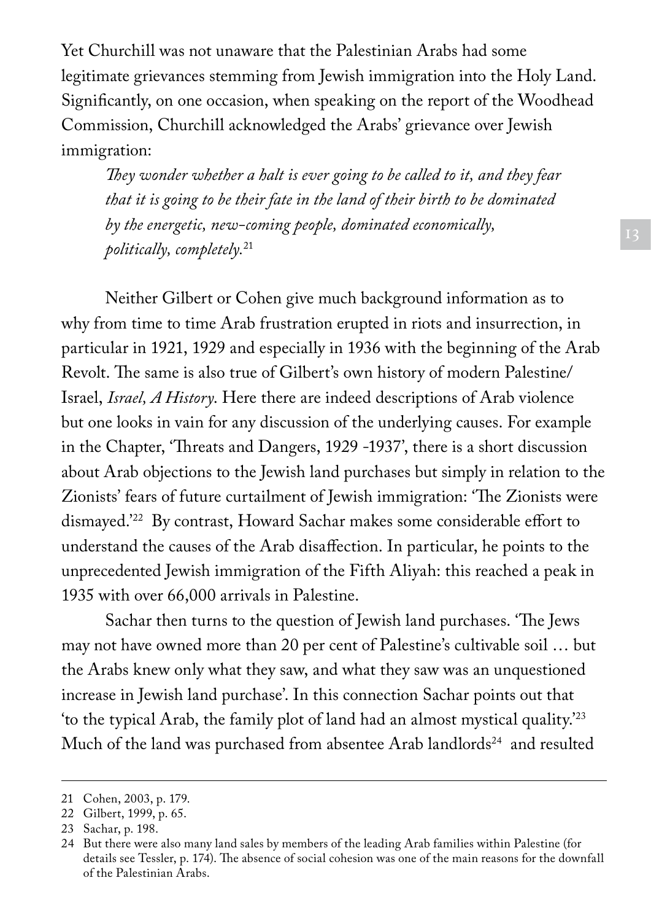Yet Churchill was not unaware that the Palestinian Arabs had some legitimate grievances stemming from Jewish immigration into the Holy Land. Significantly, on one occasion, when speaking on the report of the Woodhead Commission, Churchill acknowledged the Arabs' grievance over Jewish immigration:

> *They wonder whether a halt is ever going to be called to it, and they fear that it is going to be their fate in the land of their birth to be dominated by the energetic, new-coming people, dominated economically, politically, completely.*[21]

Neither Gilbert or Cohen give much background information as to why from time to time Arab frustration erupted in riots and insurrection, in particular in 1921, 1929 and especially in 1936 with the beginning of the Arab Revolt. The same is also true of Gilbert's own history of modern Palestine/ Israel, *Israel, A History*. Here there are indeed descriptions of Arab violence but one looks in vain for any discussion of the underlying causes. For example in the Chapter, 'Threats and Dangers, 1929 -1937', there is a short discussion about Arab objections to the Jewish land purchases but simply in relation to the Zionists' fears of future curtailment of Jewish immigration: 'The Zionists were dismayed.'[22] By contrast, Howard Sachar makes some considerable effort to understand the causes of the Arab disaffection. In particular, he points to the unprecedented Jewish immigration of the Fifth Aliyah: this reached a peak in 1935 with over 66,000 arrivals in Palestine.

Sachar then turns to the question of Jewish land purchases. 'The Jews may not have owned more than 20 per cent of Palestine's cultivable soil … but the Arabs knew only what they saw, and what they saw was an unquestioned increase in Jewish land purchase'. In this connection Sachar points out that 'to the typical Arab, the family plot of land had an almost mystical quality.'[23] Much of the land was purchased from absentee Arab landlords[24] and resulted

---

21 Cohen, 2003, p. 179.

22 Gilbert, 1999, p. 65.

23 Sachar, p. 198.

24 But there were also many land sales by members of the leading Arab families within Palestine (for details see Tessler, p. 174). The absence of social cohesion was one of the main reasons for the downfall of the Palestinian Arabs.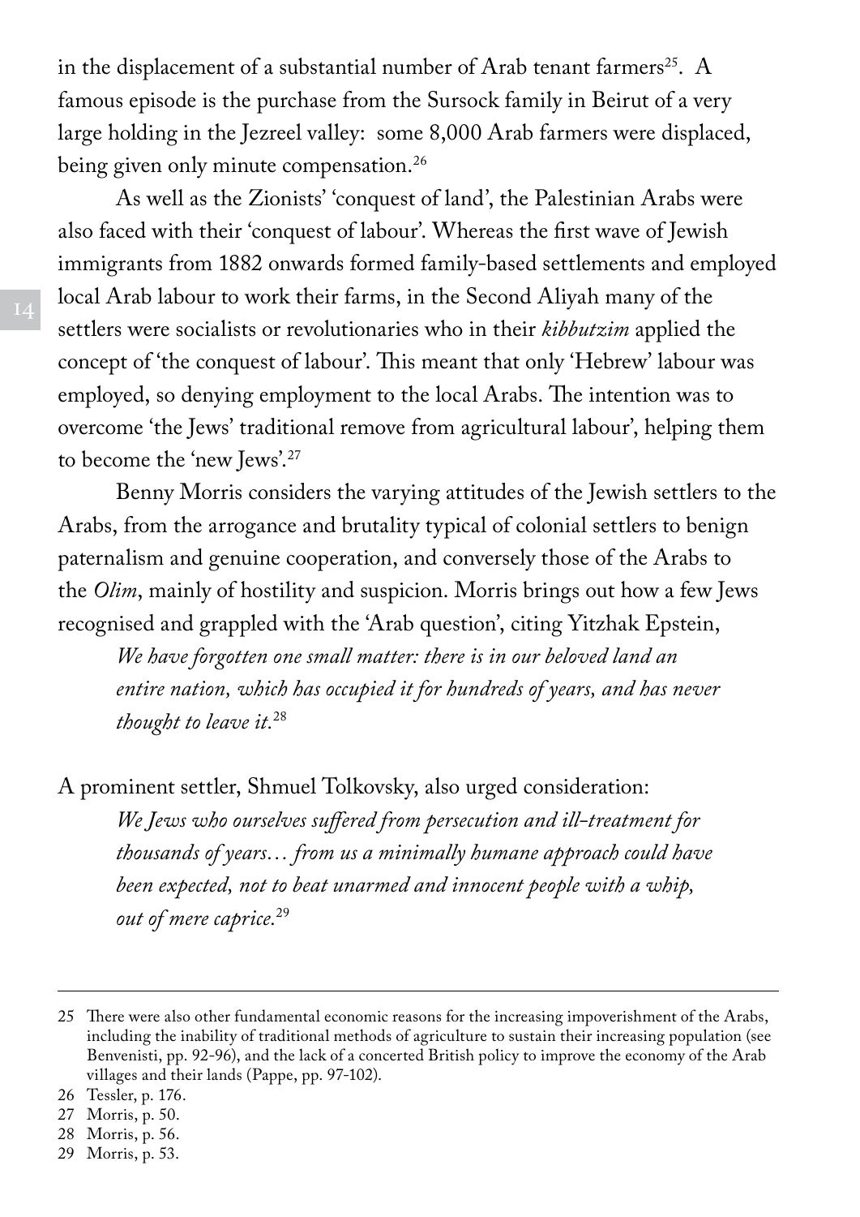in the displacement of a substantial number of Arab tenant farmers[25]. A famous episode is the purchase from the Sursock family in Beirut of a very large holding in the Jezreel valley: some 8,000 Arab farmers were displaced, being given only minute compensation.[26]

As well as the Zionists' 'conquest of land', the Palestinian Arabs were also faced with their 'conquest of labour'. Whereas the first wave of Jewish immigrants from 1882 onwards formed family-based settlements and employed local Arab labour to work their farms, in the Second Aliyah many of the settlers were socialists or revolutionaries who in their *kibbutzim* applied the concept of 'the conquest of labour'. This meant that only 'Hebrew' labour was employed, so denying employment to the local Arabs. The intention was to overcome 'the Jews' traditional remove from agricultural labour', helping them to become the 'new Jews'.[27]

Benny Morris considers the varying attitudes of the Jewish settlers to the Arabs, from the arrogance and brutality typical of colonial settlers to benign paternalism and genuine cooperation, and conversely those of the Arabs to the *Olim*, mainly of hostility and suspicion. Morris brings out how a few Jews recognised and grappled with the 'Arab question', citing Yitzhak Epstein,

> *We have forgotten one small matter: there is in our beloved land an entire nation, which has occupied it for hundreds of years, and has never thought to leave it.*[28]

A prominent settler, Shmuel Tolkovsky, also urged consideration:

> *We Jews who ourselves suffered from persecution and ill-treatment for thousands of years… from us a minimally humane approach could have been expected, not to beat unarmed and innocent people with a whip, out of mere caprice.*[29]

---

25 There were also other fundamental economic reasons for the increasing impoverishment of the Arabs, including the inability of traditional methods of agriculture to sustain their increasing population (see Benvenisti, pp. 92-96), and the lack of a concerted British policy to improve the economy of the Arab villages and their lands (Pappe, pp. 97-102).

26 Tessler, p. 176.

27 Morris, p. 50.

28 Morris, p. 56.

29 Morris, p. 53.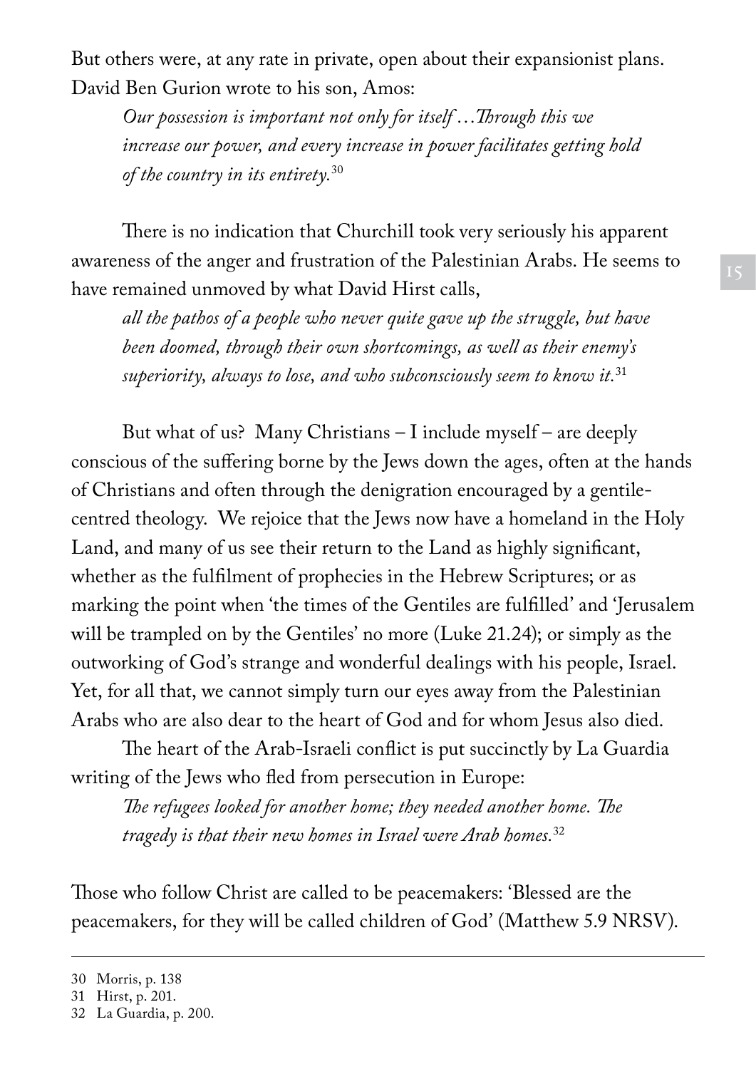But others were, at any rate in private, open about their expansionist plans. David Ben Gurion wrote to his son, Amos:

> *Our possession is important not only for itself …Through this we increase our power, and every increase in power facilitates getting hold of the country in its entirety.*[30]

There is no indication that Churchill took very seriously his apparent awareness of the anger and frustration of the Palestinian Arabs. He seems to have remained unmoved by what David Hirst calls,

> *all the pathos of a people who never quite gave up the struggle, but have been doomed, through their own shortcomings, as well as their enemy's superiority, always to lose, and who subconsciously seem to know it.*[31]

But what of us? Many Christians – I include myself – are deeply conscious of the suffering borne by the Jews down the ages, often at the hands of Christians and often through the denigration encouraged by a gentile-centred theology. We rejoice that the Jews now have a homeland in the Holy Land, and many of us see their return to the Land as highly significant, whether as the fulfilment of prophecies in the Hebrew Scriptures; or as marking the point when 'the times of the Gentiles are fulfilled' and 'Jerusalem will be trampled on by the Gentiles' no more (Luke 21.24); or simply as the outworking of God's strange and wonderful dealings with his people, Israel. Yet, for all that, we cannot simply turn our eyes away from the Palestinian Arabs who are also dear to the heart of God and for whom Jesus also died.

The heart of the Arab-Israeli conflict is put succinctly by La Guardia writing of the Jews who fled from persecution in Europe:

> *The refugees looked for another home; they needed another home. The tragedy is that their new homes in Israel were Arab homes.*[32]

Those who follow Christ are called to be peacemakers: 'Blessed are the peacemakers, for they will be called children of God' (Matthew 5.9 NRSV).

---

30 Morris, p. 138

31 Hirst, p. 201.

32 La Guardia, p. 200.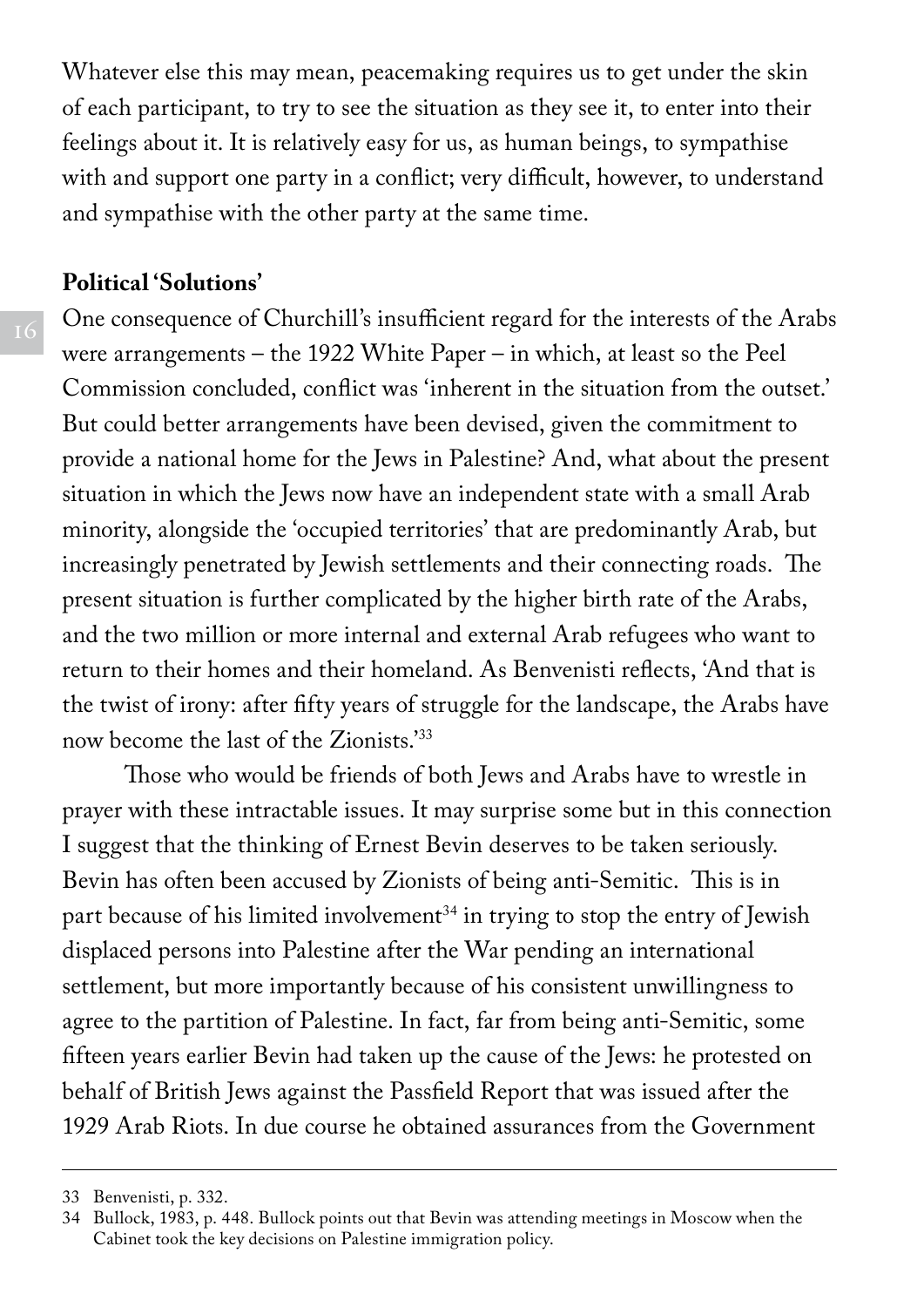Whatever else this may mean, peacemaking requires us to get under the skin of each participant, to try to see the situation as they see it, to enter into their feelings about it. It is relatively easy for us, as human beings, to sympathise with and support one party in a conflict; very difficult, however, to understand and sympathise with the other party at the same time.

**Political 'Solutions'**

One consequence of Churchill's insufficient regard for the interests of the Arabs were arrangements – the 1922 White Paper – in which, at least so the Peel Commission concluded, conflict was 'inherent in the situation from the outset.' But could better arrangements have been devised, given the commitment to provide a national home for the Jews in Palestine? And, what about the present situation in which the Jews now have an independent state with a small Arab minority, alongside the 'occupied territories' that are predominantly Arab, but increasingly penetrated by Jewish settlements and their connecting roads. The present situation is further complicated by the higher birth rate of the Arabs, and the two million or more internal and external Arab refugees who want to return to their homes and their homeland. As Benvenisti reflects, 'And that is the twist of irony: after fifty years of struggle for the landscape, the Arabs have now become the last of the Zionists.'[33]

Those who would be friends of both Jews and Arabs have to wrestle in prayer with these intractable issues. It may surprise some but in this connection I suggest that the thinking of Ernest Bevin deserves to be taken seriously. Bevin has often been accused by Zionists of being anti-Semitic. This is in part because of his limited involvement[34] in trying to stop the entry of Jewish displaced persons into Palestine after the War pending an international settlement, but more importantly because of his consistent unwillingness to agree to the partition of Palestine. In fact, far from being anti-Semitic, some fifteen years earlier Bevin had taken up the cause of the Jews: he protested on behalf of British Jews against the Passfield Report that was issued after the 1929 Arab Riots. In due course he obtained assurances from the Government

---

33 Benvenisti, p. 332.

34 Bullock, 1983, p. 448. Bullock points out that Bevin was attending meetings in Moscow when the Cabinet took the key decisions on Palestine immigration policy.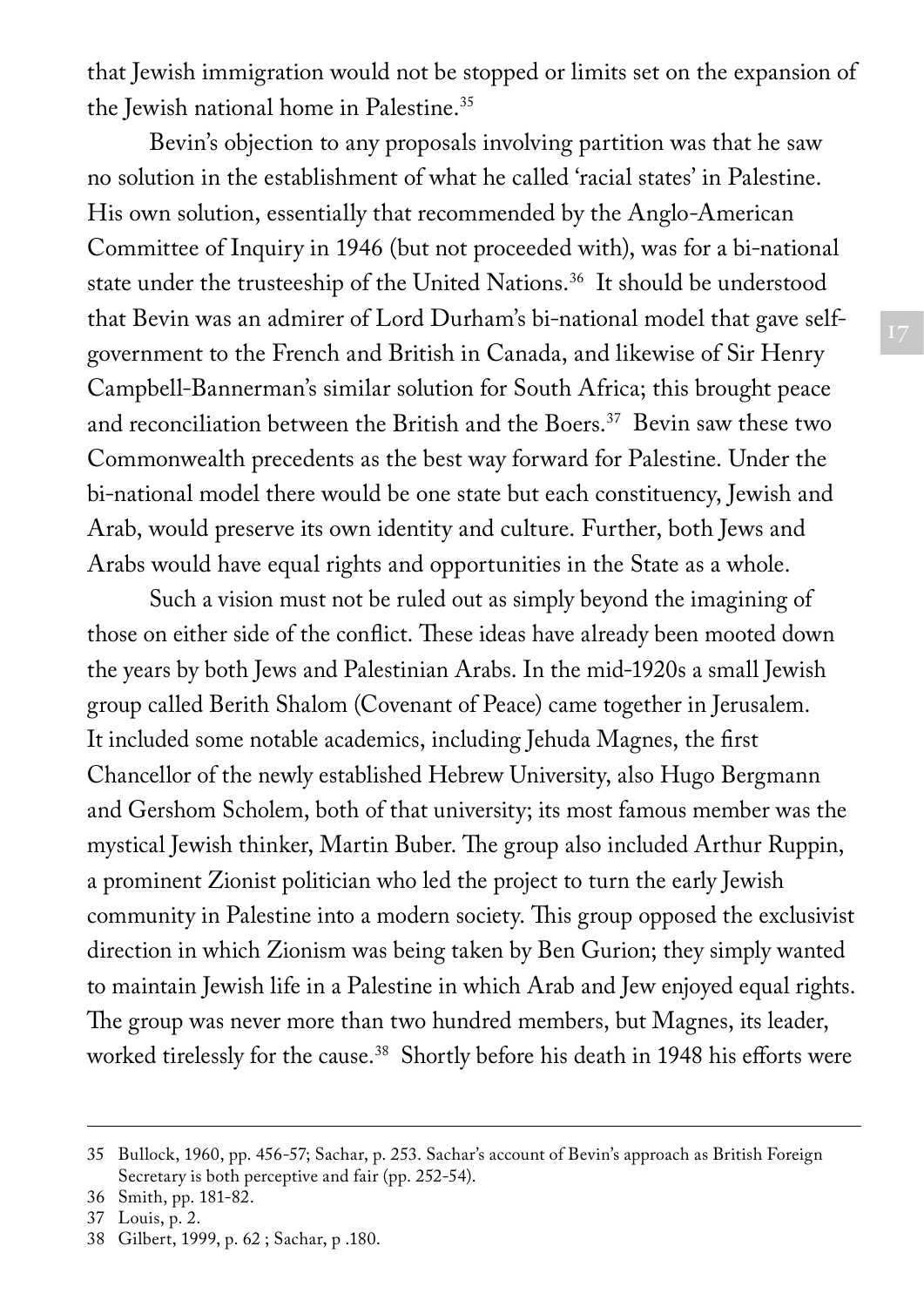that Jewish immigration would not be stopped or limits set on the expansion of the Jewish national home in Palestine.[35]

Bevin's objection to any proposals involving partition was that he saw no solution in the establishment of what he called 'racial states' in Palestine. His own solution, essentially that recommended by the Anglo-American Committee of Inquiry in 1946 (but not proceeded with), was for a bi-national state under the trusteeship of the United Nations.[36] It should be understood that Bevin was an admirer of Lord Durham's bi-national model that gave self-government to the French and British in Canada, and likewise of Sir Henry Campbell-Bannerman's similar solution for South Africa; this brought peace and reconciliation between the British and the Boers.[37] Bevin saw these two Commonwealth precedents as the best way forward for Palestine. Under the bi-national model there would be one state but each constituency, Jewish and Arab, would preserve its own identity and culture. Further, both Jews and Arabs would have equal rights and opportunities in the State as a whole.

Such a vision must not be ruled out as simply beyond the imagining of those on either side of the conflict. These ideas have already been mooted down the years by both Jews and Palestinian Arabs. In the mid-1920s a small Jewish group called Berith Shalom (Covenant of Peace) came together in Jerusalem. It included some notable academics, including Jehuda Magnes, the first Chancellor of the newly established Hebrew University, also Hugo Bergmann and Gershom Scholem, both of that university; its most famous member was the mystical Jewish thinker, Martin Buber. The group also included Arthur Ruppin, a prominent Zionist politician who led the project to turn the early Jewish community in Palestine into a modern society. This group opposed the exclusivist direction in which Zionism was being taken by Ben Gurion; they simply wanted to maintain Jewish life in a Palestine in which Arab and Jew enjoyed equal rights. The group was never more than two hundred members, but Magnes, its leader, worked tirelessly for the cause.[38] Shortly before his death in 1948 his efforts were

---

35 Bullock, 1960, pp. 456-57; Sachar, p. 253. Sachar's account of Bevin's approach as British Foreign Secretary is both perceptive and fair (pp. 252-54).

36 Smith, pp. 181-82.

37 Louis, p. 2.

38 Gilbert, 1999, p. 62 ; Sachar, p .180.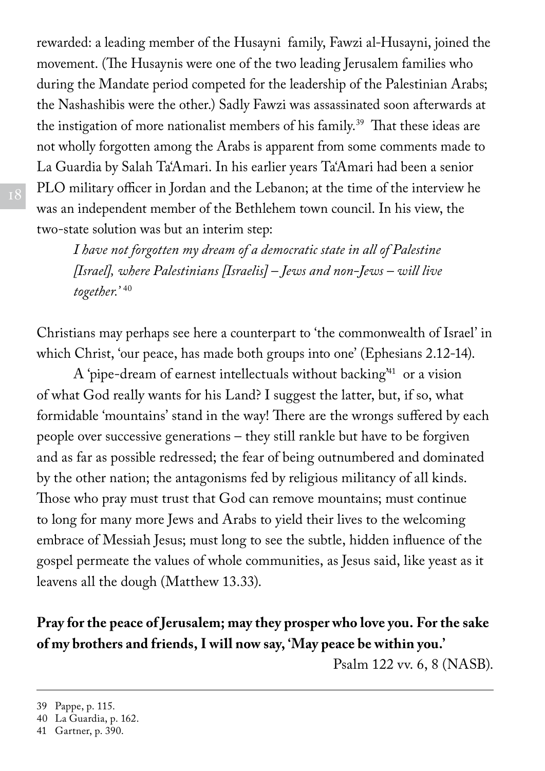rewarded: a leading member of the Husayni family, Fawzi al-Husayni, joined the movement. (The Husaynis were one of the two leading Jerusalem families who during the Mandate period competed for the leadership of the Palestinian Arabs; the Nashashibis were the other.) Sadly Fawzi was assassinated soon afterwards at the instigation of more nationalist members of his family.[39] That these ideas are not wholly forgotten among the Arabs is apparent from some comments made to La Guardia by Salah Ta'Amari. In his earlier years Ta'Amari had been a senior PLO military officer in Jordan and the Lebanon; at the time of the interview he was an independent member of the Bethlehem town council. In his view, the two-state solution was but an interim step:

> *I have not forgotten my dream of a democratic state in all of Palestine [Israel], where Palestinians [Israelis] – Jews and non-Jews – will live together.'* [40]

Christians may perhaps see here a counterpart to 'the commonwealth of Israel' in which Christ, 'our peace, has made both groups into one' (Ephesians 2.12-14).

A 'pipe-dream of earnest intellectuals without backing'[41] or a vision of what God really wants for his Land? I suggest the latter, but, if so, what formidable 'mountains' stand in the way! There are the wrongs suffered by each people over successive generations – they still rankle but have to be forgiven and as far as possible redressed; the fear of being outnumbered and dominated by the other nation; the antagonisms fed by religious militancy of all kinds. Those who pray must trust that God can remove mountains; must continue to long for many more Jews and Arabs to yield their lives to the welcoming embrace of Messiah Jesus; must long to see the subtle, hidden influence of the gospel permeate the values of whole communities, as Jesus said, like yeast as it leavens all the dough (Matthew 13.33).

**Pray for the peace of Jerusalem; may they prosper who love you. For the sake of my brothers and friends, I will now say, 'May peace be within you.'**

Psalm 122 vv. 6, 8 (NASB).

---

39 Pappe, p. 115.

40 La Guardia, p. 162.

41 Gartner, p. 390.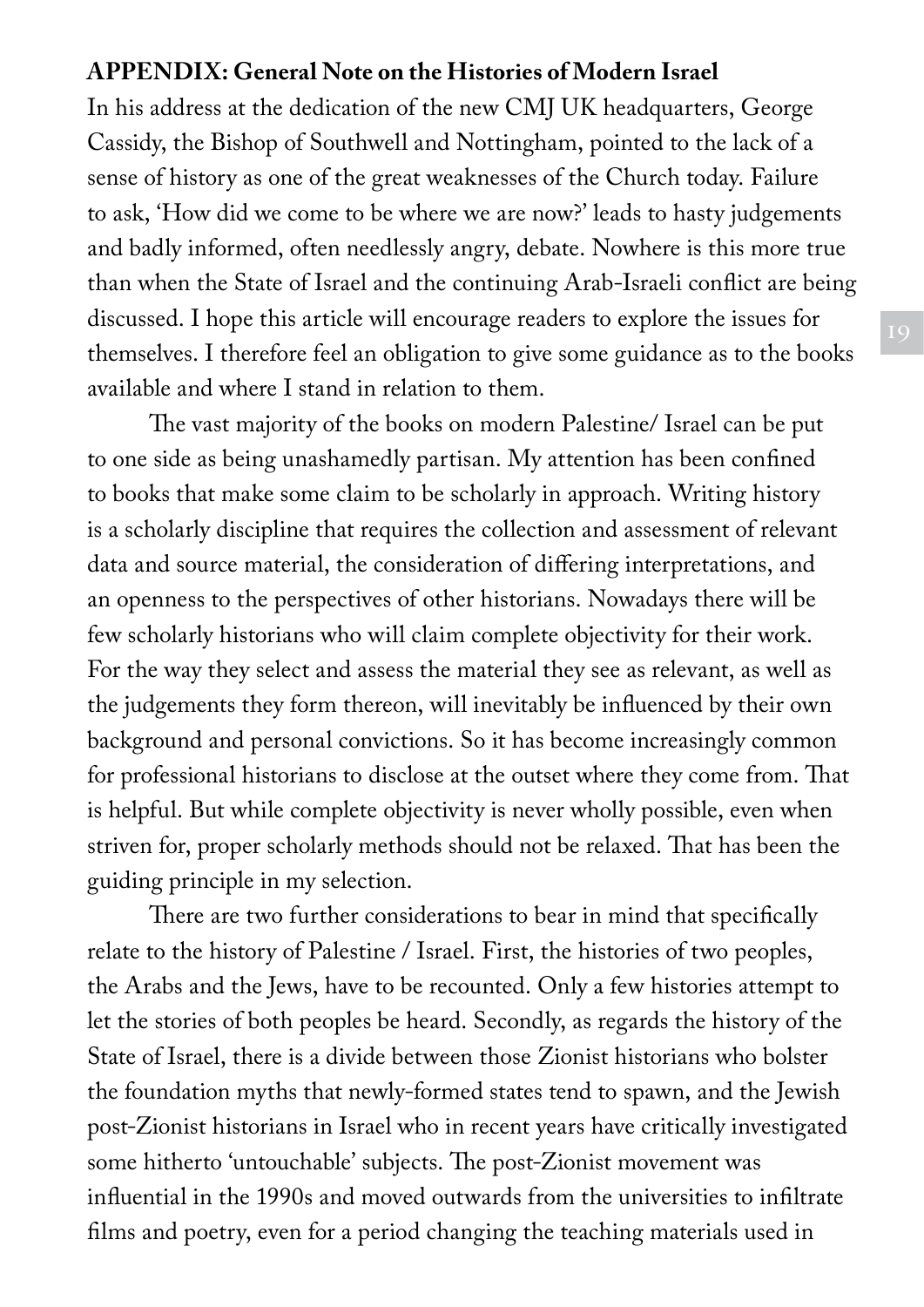**APPENDIX: General Note on the Histories of Modern Israel**

In his address at the dedication of the new CMJ UK headquarters, George Cassidy, the Bishop of Southwell and Nottingham, pointed to the lack of a sense of history as one of the great weaknesses of the Church today. Failure to ask, 'How did we come to be where we are now?' leads to hasty judgements and badly informed, often needlessly angry, debate. Nowhere is this more true than when the State of Israel and the continuing Arab-Israeli conflict are being discussed. I hope this article will encourage readers to explore the issues for themselves. I therefore feel an obligation to give some guidance as to the books available and where I stand in relation to them.

The vast majority of the books on modern Palestine/ Israel can be put to one side as being unashamedly partisan. My attention has been confined to books that make some claim to be scholarly in approach. Writing history is a scholarly discipline that requires the collection and assessment of relevant data and source material, the consideration of differing interpretations, and an openness to the perspectives of other historians. Nowadays there will be few scholarly historians who will claim complete objectivity for their work. For the way they select and assess the material they see as relevant, as well as the judgements they form thereon, will inevitably be influenced by their own background and personal convictions. So it has become increasingly common for professional historians to disclose at the outset where they come from. That is helpful. But while complete objectivity is never wholly possible, even when striven for, proper scholarly methods should not be relaxed. That has been the guiding principle in my selection.

There are two further considerations to bear in mind that specifically relate to the history of Palestine / Israel. First, the histories of two peoples, the Arabs and the Jews, have to be recounted. Only a few histories attempt to let the stories of both peoples be heard. Secondly, as regards the history of the State of Israel, there is a divide between those Zionist historians who bolster the foundation myths that newly-formed states tend to spawn, and the Jewish post-Zionist historians in Israel who in recent years have critically investigated some hitherto 'untouchable' subjects. The post-Zionist movement was influential in the 1990s and moved outwards from the universities to infiltrate films and poetry, even for a period changing the teaching materials used in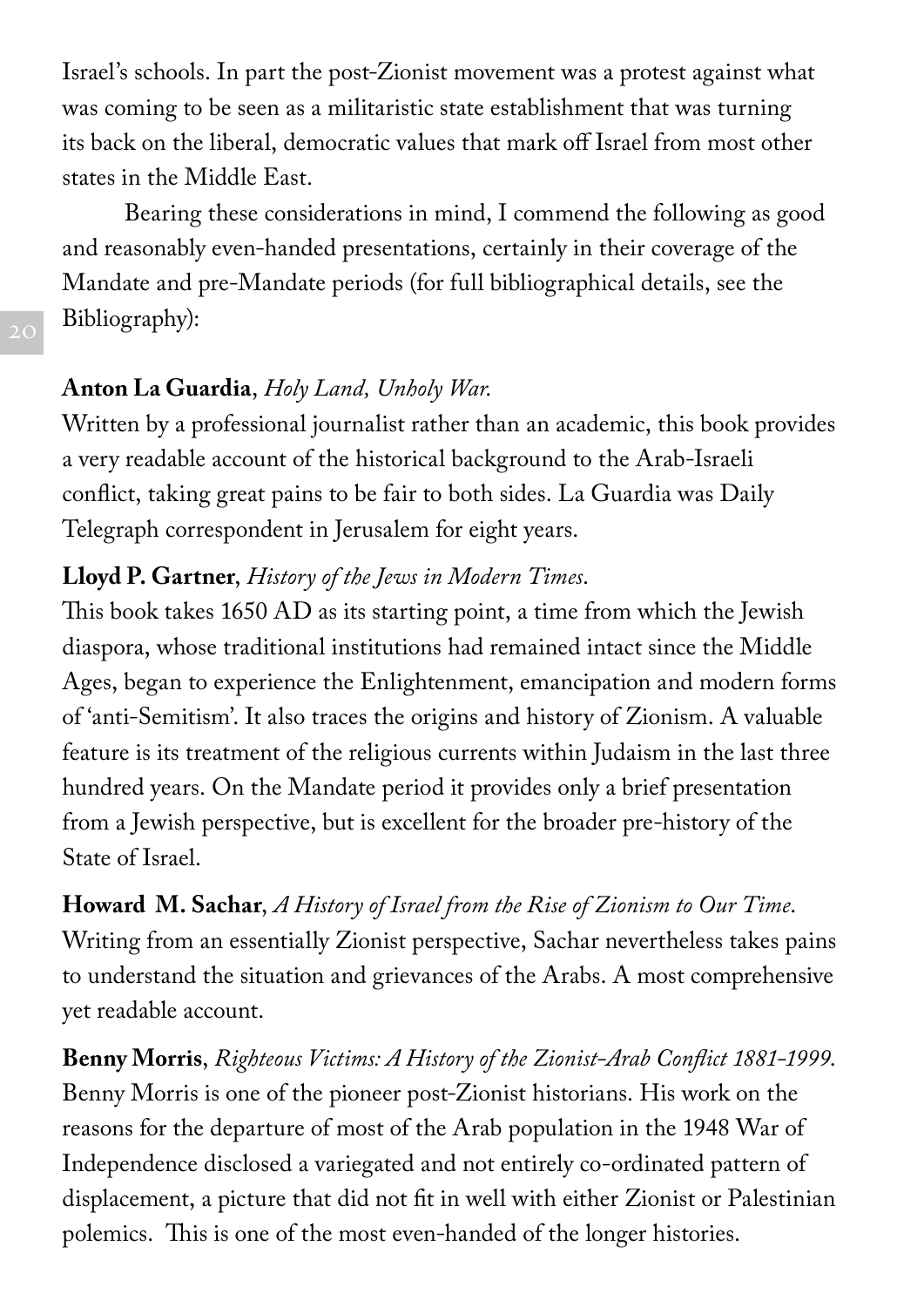Israel's schools. In part the post-Zionist movement was a protest against what was coming to be seen as a militaristic state establishment that was turning its back on the liberal, democratic values that mark off Israel from most other states in the Middle East.

Bearing these considerations in mind, I commend the following as good and reasonably even-handed presentations, certainly in their coverage of the Mandate and pre-Mandate periods (for full bibliographical details, see the Bibliography):

**Anton La Guardia**, *Holy Land, Unholy War*.
Written by a professional journalist rather than an academic, this book provides a very readable account of the historical background to the Arab-Israeli conflict, taking great pains to be fair to both sides. La Guardia was Daily Telegraph correspondent in Jerusalem for eight years.

**Lloyd P. Gartner**, *History of the Jews in Modern Times*.
This book takes 1650 AD as its starting point, a time from which the Jewish diaspora, whose traditional institutions had remained intact since the Middle Ages, began to experience the Enlightenment, emancipation and modern forms of 'anti-Semitism'. It also traces the origins and history of Zionism. A valuable feature is its treatment of the religious currents within Judaism in the last three hundred years. On the Mandate period it provides only a brief presentation from a Jewish perspective, but is excellent for the broader pre-history of the State of Israel.

**Howard M. Sachar**, *A History of Israel from the Rise of Zionism to Our Time*.
Writing from an essentially Zionist perspective, Sachar nevertheless takes pains to understand the situation and grievances of the Arabs. A most comprehensive yet readable account.

**Benny Morris**, *Righteous Victims: A History of the Zionist-Arab Conflict 1881-1999*.
Benny Morris is one of the pioneer post-Zionist historians. His work on the reasons for the departure of most of the Arab population in the 1948 War of Independence disclosed a variegated and not entirely co-ordinated pattern of displacement, a picture that did not fit in well with either Zionist or Palestinian polemics. This is one of the most even-handed of the longer histories.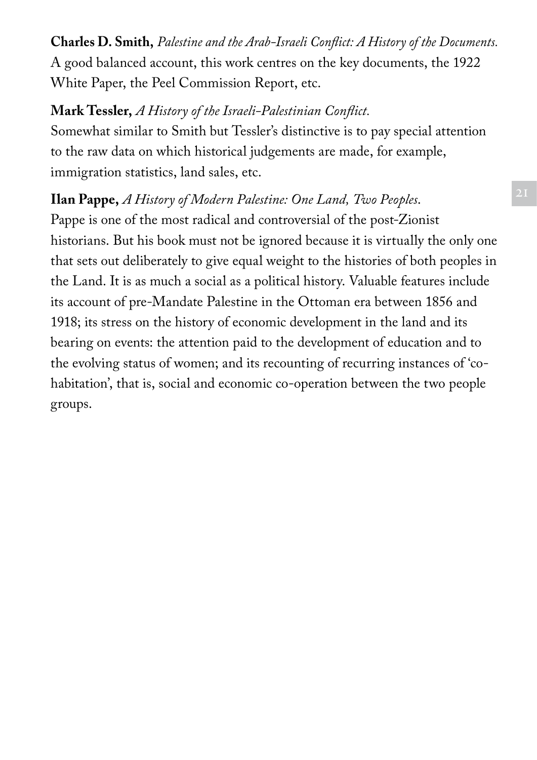**Charles D. Smith,** *Palestine and the Arab-Israeli Conflict: A History of the Documents.*
A good balanced account, this work centres on the key documents, the 1922 White Paper, the Peel Commission Report, etc.

**Mark Tessler,** *A History of the Israeli-Palestinian Conflict.*
Somewhat similar to Smith but Tessler's distinctive is to pay special attention to the raw data on which historical judgements are made, for example, immigration statistics, land sales, etc.

**Ilan Pappe,** *A History of Modern Palestine: One Land, Two Peoples.*
Pappe is one of the most radical and controversial of the post-Zionist historians. But his book must not be ignored because it is virtually the only one that sets out deliberately to give equal weight to the histories of both peoples in the Land. It is as much a social as a political history. Valuable features include its account of pre-Mandate Palestine in the Ottoman era between 1856 and 1918; its stress on the history of economic development in the land and its bearing on events: the attention paid to the development of education and to the evolving status of women; and its recounting of recurring instances of 'co-habitation', that is, social and economic co-operation between the two people groups.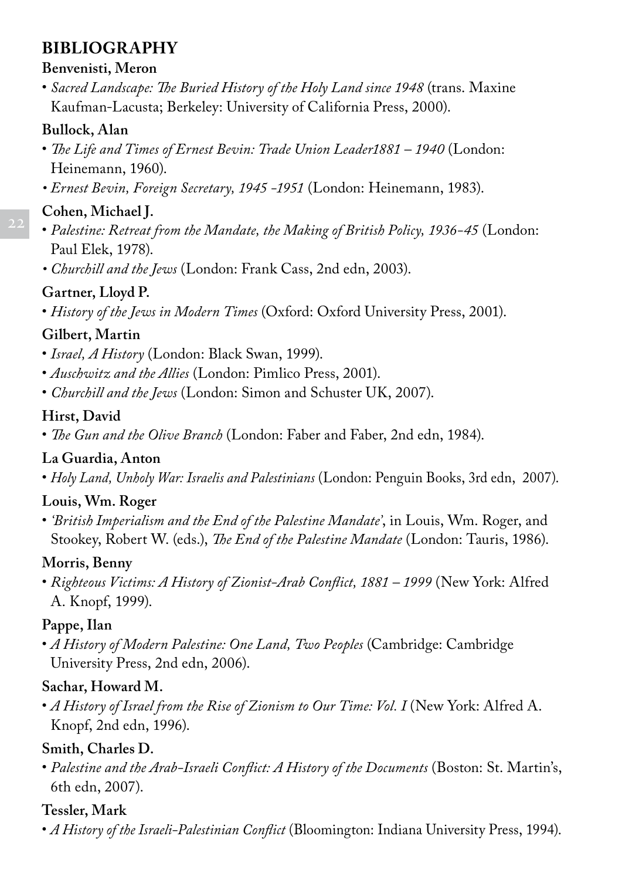## BIBLIOGRAPHY

**Benvenisti, Meron**

- *Sacred Landscape: The Buried History of the Holy Land since 1948* (trans. Maxine Kaufman-Lacusta; Berkeley: University of California Press, 2000).

**Bullock, Alan**

- *The Life and Times of Ernest Bevin: Trade Union Leader1881 – 1940* (London: Heinemann, 1960).
- *Ernest Bevin, Foreign Secretary, 1945 -1951* (London: Heinemann, 1983).

**Cohen, Michael J.**

- *Palestine: Retreat from the Mandate, the Making of British Policy, 1936-45* (London: Paul Elek, 1978).
- *Churchill and the Jews* (London: Frank Cass, 2nd edn, 2003).

**Gartner, Lloyd P.**

- *History of the Jews in Modern Times* (Oxford: Oxford University Press, 2001).

**Gilbert, Martin**

- *Israel, A History* (London: Black Swan, 1999).
- *Auschwitz and the Allies* (London: Pimlico Press, 2001).
- *Churchill and the Jews* (London: Simon and Schuster UK, 2007).

**Hirst, David**

- *The Gun and the Olive Branch* (London: Faber and Faber, 2nd edn, 1984).

**La Guardia, Anton**

- *Holy Land, Unholy War: Israelis and Palestinians* (London: Penguin Books, 3rd edn, 2007).

**Louis, Wm. Roger**

- *'British Imperialism and the End of the Palestine Mandate'*, in Louis, Wm. Roger, and Stookey, Robert W. (eds.), *The End of the Palestine Mandate* (London: Tauris, 1986).

**Morris, Benny**

- *Righteous Victims: A History of Zionist-Arab Conflict, 1881 – 1999* (New York: Alfred A. Knopf, 1999).

**Pappe, Ilan**

- *A History of Modern Palestine: One Land, Two Peoples* (Cambridge: Cambridge University Press, 2nd edn, 2006).

**Sachar, Howard M.**

- *A History of Israel from the Rise of Zionism to Our Time: Vol. I* (New York: Alfred A. Knopf, 2nd edn, 1996).

**Smith, Charles D.**

- *Palestine and the Arab-Israeli Conflict: A History of the Documents* (Boston: St. Martin's, 6th edn, 2007).

**Tessler, Mark**

- *A History of the Israeli-Palestinian Conflict* (Bloomington: Indiana University Press, 1994).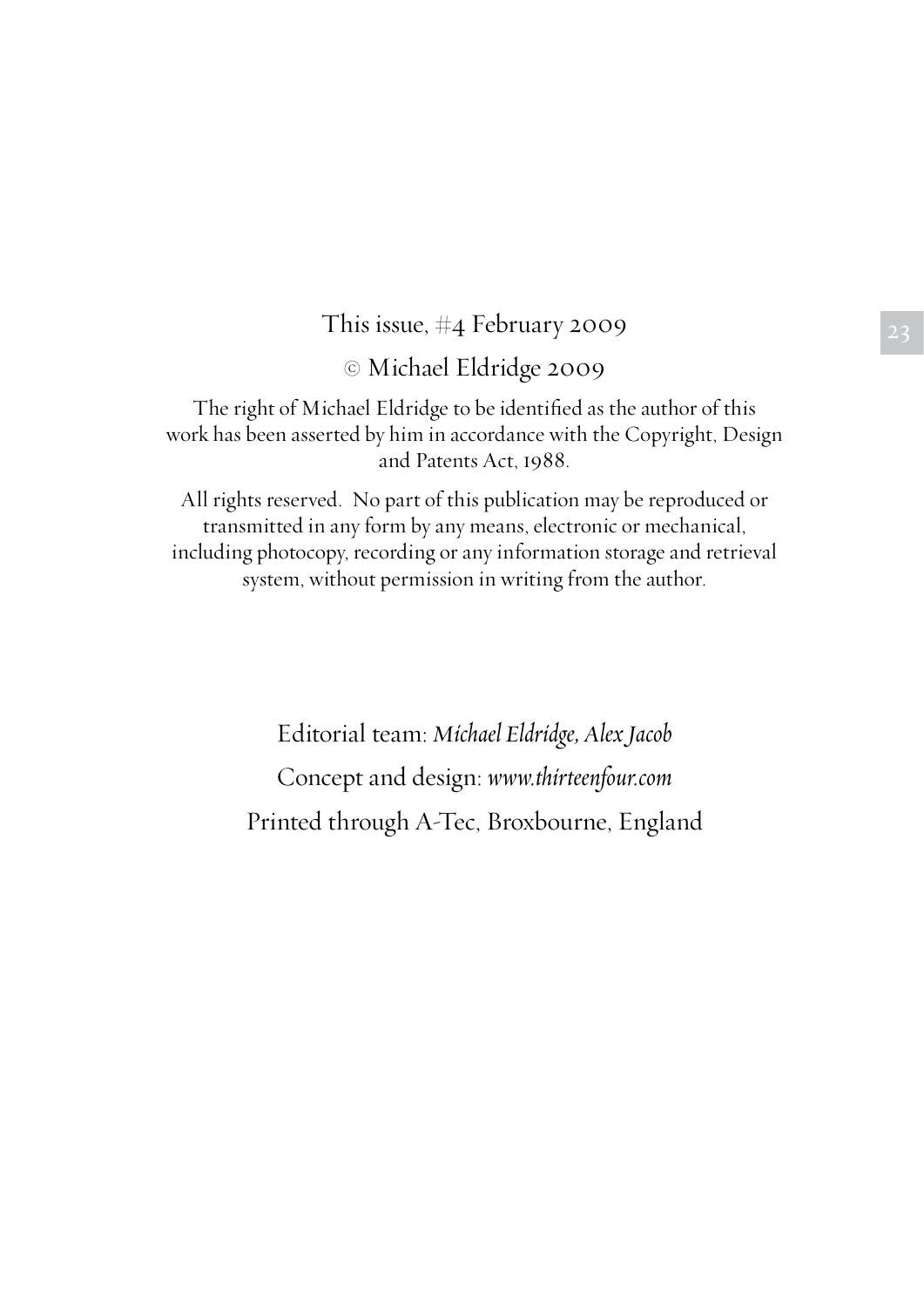This issue, #4 February 2009

© Michael Eldridge 2009

The right of Michael Eldridge to be identified as the author of this work has been asserted by him in accordance with the Copyright, Design and Patents Act, 1988.

All rights reserved. No part of this publication may be reproduced or transmitted in any form by any means, electronic or mechanical, including photocopy, recording or any information storage and retrieval system, without permission in writing from the author.

Editorial team: *Michael Eldridge, Alex Jacob*

Concept and design: *www.thirteenfour.com*

Printed through A-Tec, Broxbourne, England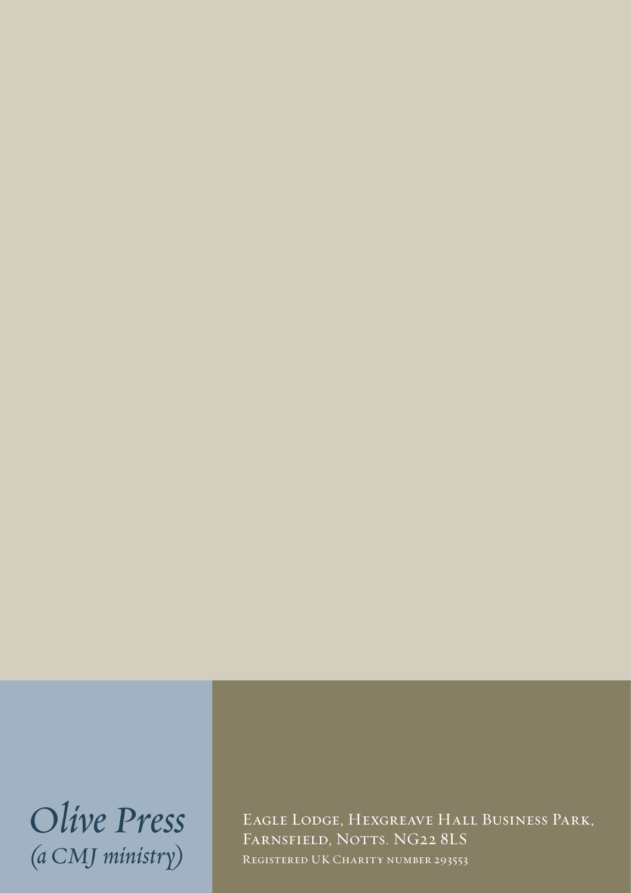*Olive Press*
*(a CMJ ministry)*

Eagle Lodge, Hexgreave Hall Business Park,
Farnsfield, Notts. NG22 8LS
Registered UK Charity number 293553